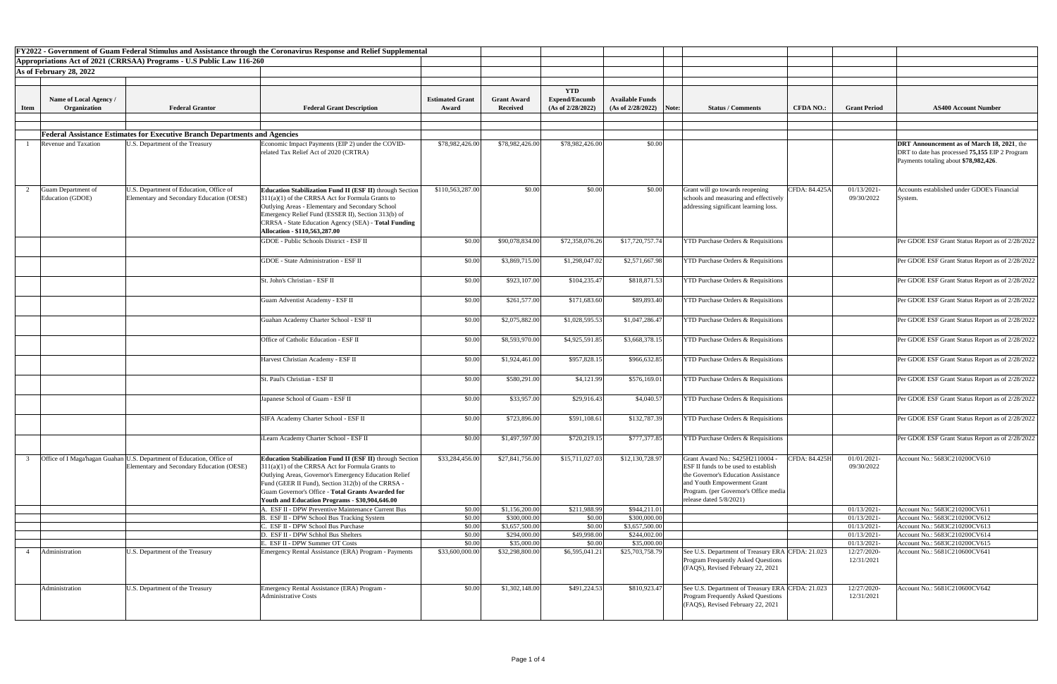**FY2022 - Government of Guam Federal Stimulus and Assistance through the Coronavirus Response and Relief Supplemental Appropriations Act of 2021 (CRRSAA) Programs - U.S Public Law 116-260**

**As of February 28, 2022**

| Item | Name of Local Agency / Organization | Federal Grantor | Federal Grant Description | Estimated Grant Award | Grant Award Received | YTD Expend/Encumb (As of 2/28/2022) | Available Funds (As of 2/28/2022) | Note: | Status / Comments | CFDA NO.: | Grant Period | AS400 Account Number |
|---|---|---|---|---|---|---|---|---|---|---|---|---|
| | **Federal Assistance Estimates for Executive Branch Departments and Agencies** | | | | | | | | | | | |
| 1 | Revenue and Taxation | U.S. Department of the Treasury | Economic Impact Payments (EIP 2) under the COVID-related Tax Relief Act of 2020 (CRTRA) | $78,982,426.00 | $78,982,426.00 | $78,982,426.00 | $0.00 | | | | | **DRT Announcement as of March 18, 2021**, the DRT to date has processed **75,155** EIP 2 Program Payments totaling about **$78,982,426**. |
| 2 | Guam Department of Education (GDOE) | U.S. Department of Education, Office of Elementary and Secondary Education (OESE) | **Education Stabilization Fund II (ESF II)** through Section 311(a)(1) of the CRRSA Act for Formula Grants to Outlying Areas - Elementary and Secondary School Emergency Relief Fund (ESSER II), Section 313(b) of CRRSA - State Education Agency (SEA) - **Total Funding Allocation - $110,563,287.00** | $110,563,287.00 | $0.00 | $0.00 | $0.00 | | Grant will go towards reopening schools and measuring and effectively addressing significant learning loss. | CFDA: 84.425A | 01/13/2021-09/30/2022 | Accounts established under GDOE's Financial System. |
| | | | GDOE - Public Schools District - ESF II | $0.00 | $90,078,834.00 | $72,358,076.26 | $17,720,757.74 | | YTD Purchase Orders & Requisitions | | | Per GDOE ESF Grant Status Report as of 2/28/2022 |
| | | | GDOE - State Administration - ESF II | $0.00 | $3,869,715.00 | $1,298,047.02 | $2,571,667.98 | | YTD Purchase Orders & Requisitions | | | Per GDOE ESF Grant Status Report as of 2/28/2022 |
| | | | St. John's Christian - ESF II | $0.00 | $923,107.00 | $104,235.47 | $818,871.53 | | YTD Purchase Orders & Requisitions | | | Per GDOE ESF Grant Status Report as of 2/28/2022 |
| | | | Guam Adventist Academy - ESF II | $0.00 | $261,577.00 | $171,683.60 | $89,893.40 | | YTD Purchase Orders & Requisitions | | | Per GDOE ESF Grant Status Report as of 2/28/2022 |
| | | | Guahan Academy Charter School - ESF II | $0.00 | $2,075,882.00 | $1,028,595.53 | $1,047,286.47 | | YTD Purchase Orders & Requisitions | | | Per GDOE ESF Grant Status Report as of 2/28/2022 |
| | | | Office of Catholic Education - ESF II | $0.00 | $8,593,970.00 | $4,925,591.85 | $3,668,378.15 | | YTD Purchase Orders & Requisitions | | | Per GDOE ESF Grant Status Report as of 2/28/2022 |
| | | | Harvest Christian Academy - ESF II | $0.00 | $1,924,461.00 | $957,828.15 | $966,632.85 | | YTD Purchase Orders & Requisitions | | | Per GDOE ESF Grant Status Report as of 2/28/2022 |
| | | | St. Paul's Christian - ESF II | $0.00 | $580,291.00 | $4,121.99 | $576,169.01 | | YTD Purchase Orders & Requisitions | | | Per GDOE ESF Grant Status Report as of 2/28/2022 |
| | | | Japanese School of Guam - ESF II | $0.00 | $33,957.00 | $29,916.43 | $4,040.57 | | YTD Purchase Orders & Requisitions | | | Per GDOE ESF Grant Status Report as of 2/28/2022 |
| | | | SIFA Academy Charter School - ESF II | $0.00 | $723,896.00 | $591,108.61 | $132,787.39 | | YTD Purchase Orders & Requisitions | | | Per GDOE ESF Grant Status Report as of 2/28/2022 |
| | | | iLearn Academy Charter School - ESF II | $0.00 | $1,497,597.00 | $720,219.15 | $777,377.85 | | YTD Purchase Orders & Requisitions | | | Per GDOE ESF Grant Status Report as of 2/28/2022 |
| 3 | Office of I Maga'hagan Guahan | U.S. Department of Education, Office of Elementary and Secondary Education (OESE) | **Education Stabilization Fund II (ESF II)** through Section 311(a)(1) of the CRRSA Act for Formula Grants to Outlying Areas, Governor's Emergency Education Relief Fund (GEER II Fund), Section 312(b) of the CRRSA - Guam Governor's Office - **Total Grants Awarded for Youth and Education Programs - $30,904,646.00** | $33,284,456.00 | $27,841,756.00 | $15,711,027.03 | $12,130,728.97 | | Grant Award No.: S425H2110004 - ESF II funds to be used to establish the Governor's Education Assistance and Youth Empowerment Grant Program. (per Governor's Office media release dated 5/8/2021) | CFDA: 84.425H | 01/01/2021-09/30/2022 | Account No.: 5683C210200CV610 |
| | | | A. ESF II - DPW Preventive Maintenance Current Bus | $0.00 | $1,156,200.00 | $211,988.99 | $944,211.01 | | | | 01/13/2021- | Account No.: 5683C210200CV611 |
| | | | B. ESF II - DPW School Bus Tracking System | $0.00 | $300,000.00 | $0.00 | $300,000.00 | | | | 01/13/2021- | Account No.: 5683C210200CV612 |
| | | | C. ESF II - DPW School Bus Purchase | $0.00 | $3,657,500.00 | $0.00 | $3,657,500.00 | | | | 01/13/2021- | Account No.: 5683C210200CV613 |
| | | | D. ESF II - DPW Schhol Bus Shelters | $0.00 | $294,000.00 | $49,998.00 | $244,002.00 | | | | 01/13/2021- | Account No.: 5683C210200CV614 |
| | | | E. ESF II - DPW Summer OT Costs | $0.00 | $35,000.00 | $0.00 | $35,000.00 | | | | 01/13/2021- | Account No.: 5683C210200CV615 |
| 4 | Administration | U.S. Department of the Treasury | Emergency Rental Assistance (ERA) Program - Payments | $33,600,000.00 | $32,298,800.00 | $6,595,041.21 | $25,703,758.79 | | See U.S. Department of Treasury ERA Program Frequently Asked Questions (FAQS), Revised February 22, 2021 | CFDA: 21.023 | 12/27/2020-12/31/2021 | Account No.: 5681C210600CV641 |
| | Administration | U.S. Department of the Treasury | Emergency Rental Assistance (ERA) Program - Administrative Costs | $0.00 | $1,302,148.00 | $491,224.53 | $810,923.47 | | See U.S. Department of Treasury ERA Program Frequently Asked Questions (FAQS), Revised February 22, 2021 | CFDA: 21.023 | 12/27/2020-12/31/2021 | Account No.: 5681C210600CV642 |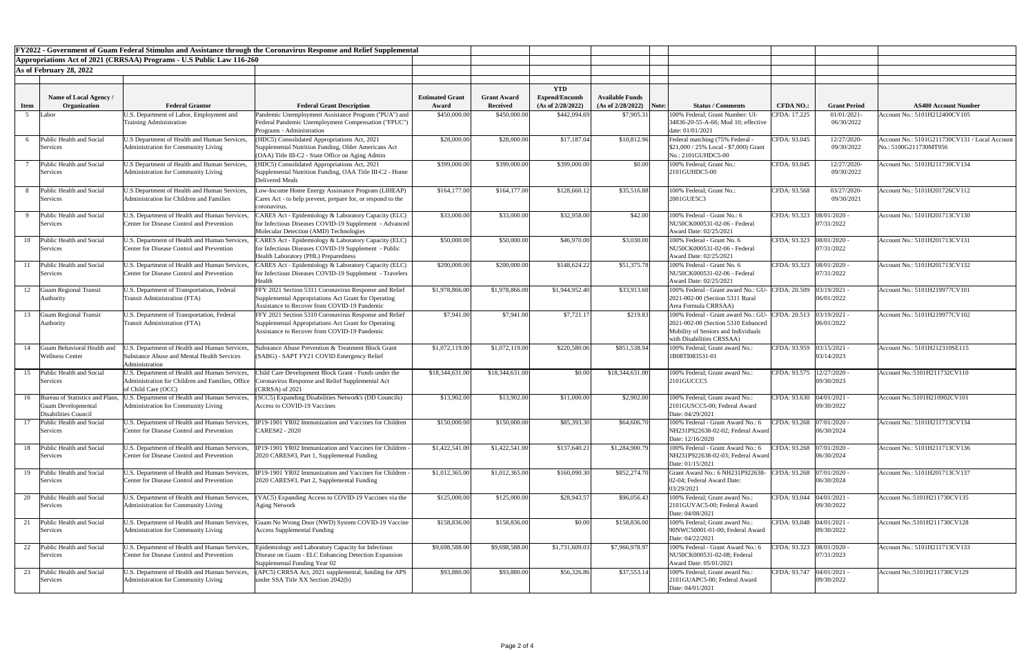**FY2022 - Government of Guam Federal Stimulus and Assistance through the Coronavirus Response and Relief Supplemental Appropriations Act of 2021 (CRRSAA) Programs - U.S Public Law 116-260**

**As of February 28, 2022**

| Item | Name of Local Agency / Organization | Federal Grantor | Federal Grant Description | Estimated Grant Award | Grant Award Received | YTD Expend/Encumb (As of 2/28/2022) | Available Funds (As of 2/28/2022) | Note: | Status / Comments | CFDA NO.: | Grant Period | AS400 Account Number |
|---|---|---|---|---|---|---|---|---|---|---|---|---|
| 5 | Labor | U.S. Department of Labor, Employment and Training Administration | Pandemic Unemployment Assistance Program ("PUA") and Federal Pandemic Unemployment Compensation ("FPUC") Programs - Administration | $450,000.00 | $450,000.00 | $442,094.69 | $7,905.31 | | 100% Federal; Grant Number: UI-34836-20-55-A-66; Mod 10; effective date: 01/01/2021 | CFDA: 17.225 | 01/01/2021-06/30/2022 | Account No.: 5101H212400CV105 |
| 6 | Public Health and Social Services | U.S Department of Health and Human Services, Administration for Community Living | (HDC5) Consolidated Appropriations Act, 2021 Supplemental Nutrition Funding, Older Americans Act (OAA) Title III-C2 - State Office on Aging Admin | $28,000.00 | $28,000.00 | $17,187.04 | $10,812.96 | | Federal matching (75% Federal - $21,000 / 25% Local - $7,000) Grant No.: 2101GUHDC5-00 | CFDA: 93.045 | 12/27/2020-09/30/2022 | Account No.: 5101G211730CV131 / Local Account No.: 5100G211730MT956 |
| 7 | Public Health and Social Services | U.S Department of Health and Human Services, Administration for Community Living | (HDC5) Consolidated Appropriations Act, 2021 Supplemental Nutrition Funding, OAA Title III-C2 - Home Delivered Meals | $399,000.00 | $399,000.00 | $399,000.00 | $0.00 | | 100% Federal; Grant No.: 2101GUHDC5-00 | CFDA: 93.045 | 12/27/2020-09/30/2022 | Account No.: 5101H211730CV134 |
| 8 | Public Health and Social Services | U.S Department of Health and Human Services, Administration for Children and Families | Low-Income Home Energy Assistance Program (LIHEAP) Cares Act - to help prevent, prepare for, or respond to the coronavirus. | $164,177.00 | $164,177.00 | $128,660.12 | $35,516.88 | | 100% Federal; Grant No.: 2001GUE5C3 | CFDA: 93.568 | 03/27/2020-09/30/2021 | Account No.: 5101H201726CV112 |
| 9 | Public Health and Social Services | U.S. Department of Health and Human Services, Center for Disease Control and Prevention | CARES Act - Epidemiology & Laboratory Capacity (ELC) for Infectious Diseases COVID-19 Supplement - Advanced Molecular Detection (AMD) Technologies | $33,000.00 | $33,000.00 | $32,958.00 | $42.00 | | 100% Federal - Grant No.: 6 NU50CK000531-02-06 - Federal Award Date: 02/25/2021 | CFDA: 93.323 | 08/01/2020 - 07/31/2022 | Account No.: 5101H201713CV130 |
| 10 | Public Health and Social Services | U.S. Department of Health and Human Services, Center for Disease Control and Prevention | CARES Act - Epidemiology & Laboratory Capacity (ELC) for Infectious Diseases COVID-19 Supplement - Public Health Laboratory (PHL) Preparedness | $50,000.00 | $50,000.00 | $46,970.00 | $3,030.00 | | 100% Federal - Grant No.: 6 NU50CK000531-02-06 - Federal Award Date: 02/25/2021 | CFDA: 93.323 | 08/01/2020 - 07/31/2022 | Account No.: 5101H201713CV131 |
| 11 | Public Health and Social Services | U.S. Department of Health and Human Services, Center for Disease Control and Prevention | CARES Act - Epidemiology & Laboratory Capacity (ELC) for Infectious Diseases COVID-19 Supplement - Travelers Health | $200,000.00 | $200,000.00 | $148,624.22 | $51,375.78 | | 100% Federal - Grant No.: 6 NU50CK000531-02-06 - Federal Award Date: 02/25/2021 | CFDA: 93.323 | 08/01/2020 - 07/31/2022 | Account No.: 5101H201713CV132 |
| 12 | Guam Regional Transit Authority | U.S. Department of Transportation, Federal Transit Administration (FTA) | FFY 2021 Section 5311 Coronavirus Response and Relief Supplemental Appropriations Act Grant for Operating Assistance to Recover from COVID-19 Pandemic | $1,978,866.00 | $1,978,866.00 | $1,944,952.40 | $33,913.60 | | 100% Federal - Grant award No.: GU-2021-002-00 (Section 5311 Rural Area Formula CRRSAA) | CFDA: 20.509 | 03/19/2021 - 06/01/2022 | Account No.: 5101H219977CV101 |
| 13 | Guam Regional Transit Authority | U.S. Department of Transportation, Federal Transit Administration (FTA) | FFY 2021 Section 5310 Coronavirus Response and Relief Supplemental Appropriations Act Grant for Operating Assistance to Recover from COVID-19 Pandemic | $7,941.00 | $7,941.00 | $7,721.17 | $219.83 | | 100% Federal - Grant award No.: GU-2021-002-00 (Section 5310 Enhanced Mobility of Seniors and Individuals with Disabilities CRSSAA) | CFDA: 20.513 | 03/19/2021 - 06/01/2022 | Account No.: 5101H219977CV102 |
| 14 | Guam Behavioral Health and Wellness Center | U.S. Department of Health and Human Services, Substance Abuse and Mental Health Services Administration | Substance Abuse Prevention & Treatment Block Grant (SABG) - SAPT FY21 COVID Emergency Relief | $1,072,119.00 | $1,072,119.00 | $220,580.06 | $851,538.94 | | 100% Federal; Grant award No.: 1B08TI083531-01 | CFDA: 93.959 | 03/15/2021 - 03/14/2023 | Account No.: 5101H212310SE115 |
| 15 | Public Health and Social Services | U.S. Department of Health and Human Services, Administration for Children and Families, Office of Child Care (OCC) | Child Care Development Block Grant - Funds under the Coronavirus Response and Relief Supplemental Act (CRRSA) of 2021 | $18,344,631.00 | $18,344,631.00 | $0.00 | $18,344,631.00 | | 100% Federal; Grant award No.: 2101GUCCC5 | CFDA: 93.575 | 12/27/2020 - 09/30/2023 | Account No.:5101H211732CV110 |
| 16 | Bureau of Statistics and Plans, Guam Developmental Disabilities Council | U.S. Department of Health and Human Services, Administration for Community Living | (SCC5) Expanding Disabilities Network's (DD Councils) Access to COVID-19 Vaccines | $13,902.00 | $13,902.00 | $11,000.00 | $2,902.00 | | 100% Federal; Grant award No.: 2101GUSCC5-00; Federal Award Date: 04/29/2021 | CFDA: 93.630 | 04/01/2021 - 09/30/2022 | Account No.:5101H210902CV101 |
| 17 | Public Health and Social Services | U.S. Department of Health and Human Services, Center for Disease Control and Prevention | IP19-1901 YR02 Immunization and Vaccines for Children CARES#2 - 2020 | $150,000.00 | $150,000.00 | $85,393.30 | $64,606.70 | | 100% Federal - Grant Award No.: 6 NH231P922638-02-02; Federal Award Date: 12/16/2020 | CFDA: 93.268 | 07/01/2020 - 06/30/2024 | Account No.: 5101H211713CV134 |
| 18 | Public Health and Social Services | U.S. Department of Health and Human Services, Center for Disease Control and Prevention | IP19-1901 YR02 Immunization and Vaccines for Children - 2020 CARES#3, Part 1, Supplemental Funding | $1,422,541.00 | $1,422,541.00 | $137,640.21 | $1,284,900.79 | | 100% Federal - Grant Award No.: 6 NH231P922638-02-03; Federal Award Date: 01/15/2021 | CFDA: 93.268 | 07/01/2020 - 06/30/2024 | Account No.: 5101H211713CV136 |
| 19 | Public Health and Social Services | U.S. Department of Health and Human Services, Center for Disease Control and Prevention | IP19-1901 YR02 Immunization and Vaccines for Children - 2020 CARES#3, Part 2, Supplemental Funding | $1,012,365.00 | $1,012,365.00 | $160,090.30 | $852,274.70 | | Grant Award No.: 6 NH231P922638-02-04; Federal Award Date: 03/29/2021 | CFDA: 93.268 | 07/01/2020 - 06/30/2024 | Account No.: 5101H201713CV137 |
| 20 | Public Health and Social Services | U.S. Department of Health and Human Services, Administration for Community Living | (VAC5) Expanding Access to COVID-19 Vaccines via the Aging Network | $125,000.00 | $125,000.00 | $28,943.57 | $96,056.43 | | 100% Federal; Grant award No.: 2101GUVAC5-00; Federal Award Date: 04/08/2021 | CFDA: 93.044 | 04/01/2021 - 09/30/2022 | Account No.:5101H211730CV135 |
| 21 | Public Health and Social Services | U.S. Department of Health and Human Services, Administration for Community Living | Guam No Wrong Door (NWD) System COVID-19 Vaccine Access Supplemental Funding | $158,836.00 | $158,836.00 | $0.00 | $158,836.00 | | 100% Federal; Grant award No.: 90NWC50001-01-00; Federal Award Date: 04/22/2021 | CFDA: 93.048 | 04/01/2021 - 09/30/2022 | Account No.:5101H211730CV128 |
| 22 | Public Health and Social Services | U.S. Department of Health and Human Services, Center for Disease Control and Prevention | Epidemiology and Laboratory Capacity for Infectious Disease on Guam - ELC Enhancing Detection Expansion Supplemental Funding Year 02 | $9,698,588.00 | $9,698,588.00 | $1,731,609.03 | $7,966,978.97 | | 100% Federal - Grant Award No.: 6 NU50CK000531-02-08; Federal Award Date: 05/01/2021 | CFDA: 93.323 | 08/01/2020 - 07/31/2023 | Account No.: 5101H211713CV133 |
| 23 | Public Health and Social Services | U.S. Department of Health and Human Services, Administration for Community Living | (APC5) CRRSA Act, 2021 supplemental, funding for APS under SSA Title XX Section 2042(b) | $93,880.00 | $93,880.00 | $56,326.86 | $37,553.14 | | 100% Federal; Grant award No.: 2101GUAPC5-00; Federal Award Date: 04/01/2021 | CFDA: 93.747 | 04/01/2021 - 09/30/2022 | Account No.:5101H211730CV129 |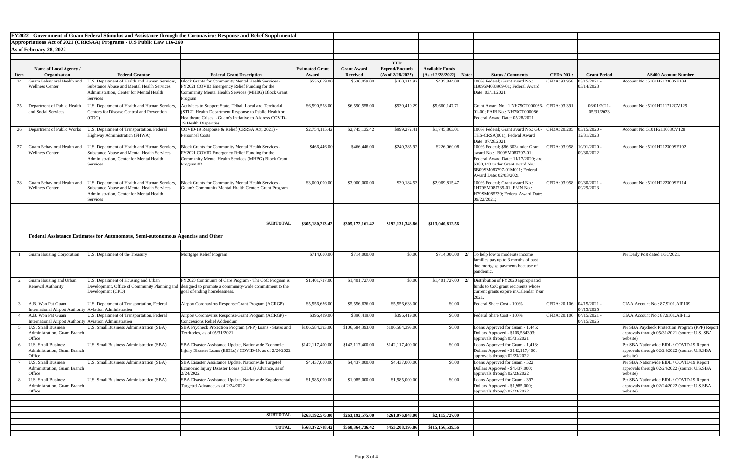**FY2022 - Government of Guam Federal Stimulus and Assistance through the Coronavirus Response and Relief Supplemental Appropriations Act of 2021 (CRRSAA) Programs - U.S Public Law 116-260**

**As of February 28, 2022**

| Item | Name of Local Agency / Organization | Federal Grantor | Federal Grant Description | Estimated Grant Award | Grant Award Received | YTD Expend/Encumb (As of 2/28/2022) | Available Funds (As of 2/28/2022) | Note: | Status / Comments | CFDA NO.: | Grant Period | AS400 Account Number |
|---|---|---|---|---|---|---|---|---|---|---|---|---|
| 24 | Guam Behavioral Health and Wellness Center | U.S. Department of Health and Human Services, Substance Abuse and Mental Health Services Administration, Center for Mental Health Services | Block Grants for Community Mental Health Services - FY2021 COVID Emergency Relief Funding for the Community Mental Health Services (MHBG) Block Grant Program | $536,059.00 | $536,059.00 | $100,214.92 | $435,844.08 | | 100% Federal; Grant award No.: 1B09SM083969-01; Federal Award Date: 03/11/2021 | CFDA: 93.958 | 03/15/2021 - 03/14/2023 | Account No.: 5101H212300SE104 |
| 25 | Department of Public Health and Social Services | U.S. Department of Health and Human Services, Centers for Disease Control and Prevention (CDC) | Activities to Support State, Tribal, Local and Territorial (STLT) Health Department Response to Public Health or Healthcare Crises - Guam's Initiative to Address COVID-19 Health Disparities | $6,590,558.00 | $6,590,558.00 | $930,410.29 | $5,660,147.71 | | Grant Award No.: 1 NH75OT000086-01-00; FAIN No.: NH75OT000086; Federal Award Date: 05/28/2021 | CFDA: 93.391 | 06/01/2021- 05/31/2023 | Account No.: 5101H211712CV129 |
| 26 | Department of Public Works | U.S. Department of Transportation, Federal Highway Administration (FHWA) | COVID-19 Response & Relief (CRRSA Act, 2021) - Personnel Costs | $2,754,135.42 | $2,745,135.42 | $999,272.41 | $1,745,863.01 | | 100% Federal; Grant award No.: GU-THS-CRSA(001); Federal Award Date: 07/28/2021 | CFDA: 20.205 | 03/15/2020 - 12/31/2023 | Account No.:5101F211068CV128 |
| 27 | Guam Behavioral Health and Wellness Center | U.S. Department of Health and Human Services, Substance Abuse and Mental Health Services Administration, Center for Mental Health Services | Block Grants for Community Mental Health Services - FY2021 COVID Emergency Relief Funding for the Community Mental Health Services (MHBG) Block Grant Program #2 | $466,446.00 | $466,446.00 | $240,385.92 | $226,060.08 | | 100% Federal; $86,303 under Grant award No.: 1B09SM083797-01; Federal Award Date: 11/17/2020; and $380,143 under Grant award No.: 6B09SM083797-01M001; Federal Award Date: 02/03/2021 | CFDA: 93.958 | 10/01/2020 - 09/30/2022 | Account No.: 5101H212300SE102 |
| 28 | Guam Behavioral Health and Wellness Center | U.S. Department of Health and Human Services, Substance Abuse and Mental Health Services Administration, Center for Mental Health Services | Block Grants for Community Mental Health Services - Guam's Community Mental Health Centers Grant Program | $3,000,000.00 | $3,000,000.00 | $30,184.53 | $2,969,815.47 | | 100% Federal; Grant award No.: 1H79SM085739-01; FAIN No.: H79SM085739; Federal Award Date: 09/22/2021; | CFDA: 93.958 | 09/30/2021 - 09/29/2023 | Account No.: 5101H222300SE114 |
| | | | **SUBTOTAL** | **$305,180,213.42** | **$305,172,161.42** | **$192,131,348.86** | **$113,040,812.56** | | | | | |
| | **Federal Assistance Estimates for Autonomous, Semi-autonomous Agencies and Other** | | | | | | | | | | | |
| 1 | Guam Housing Corporation | U.S. Department of the Treasury | Mortgage Relief Program | $714,000.00 | $714,000.00 | $0.00 | $714,000.00 | 2/ | To help low to moderate income families pay up to 3 months of past due mortgage payments because of pandemic. | | | Per Daily Post dated 1/30/2021. |
| 2 | Guam Housing and Urban Renewal Authority | U.S. Department of Housing and Urban Development, Office of Community Planning and Development (CPD) | FY2020 Continuum of Care Program - The CoC Program is designed to promote a community-wide commitment to the goal of ending homelessness. | $1,401,727.00 | $1,401,727.00 | $0.00 | $1,401,727.00 | 2/ | Distribution of FY2020 appropriated funds to CoC grant recipients whose current grants expire in Calendar Year 2021. | | | |
| 3 | A.B. Won Pat Guam International Airport Authority | U.S. Department of Transportation, Federal Aviation Administration | Airport Coronavirus Response Grant Program (ACRGP) | $5,556,636.00 | $5,556,636.00 | $5,556,636.00 | $0.00 | | Federal Share Cost - 100% | CFDA: 20.106 | 04/15/2021 - 04/15/2025 | GIAA Account No.: 87.9101.AIP109 |
| 4 | A.B. Won Pat Guam International Airport Authority | U.S. Department of Transportation, Federal Aviation Administration | Airport Coronavirus Response Grant Program (ACRGP) - Concessions Relief Addendum | $396,419.00 | $396,419.00 | $396,419.00 | $0.00 | | Federal Share Cost - 100% | CFDA: 20.106 | 04/15/2021 - 04/15/2025 | GIAA Account No.: 87.9101.AIP112 |
| 5 | U.S. Small Business Administration, Guam Branch Office | U.S. Small Business Administration (SBA) | SBA Paycheck Protection Program (PPP) Loans - States and Territories, as of 05/31/2021 | $106,584,393.00 | $106,584,393.00 | $106,584,393.00 | $0.00 | | Loans Approved for Guam - 1,445: Dollars Approved - $106,584393; approvals through 05/31/2021 | | | Per SBA Paycheck Protection Program (PPP) Report approvals through 05/31/2021 (source: U.S. SBA website) |
| 6 | U.S. Small Business Administration, Guam Branch Office | U.S. Small Business Administration (SBA) | SBA Disaster Assistance Update, Nationwide Economic Injury Disaster Loans (EIDLs) / COVID-19, as of 2/24/2022 | $142,117,400.00 | $142,117,400.00 | $142,117,400.00 | $0.00 | | Loans Approved for Guam - 1,413: Dollars Approved - $142,117,400; approvals through 02/23/2022 | | | Per SBA Nationwide EIDL / COVID-19 Report approvals through 02/24/2022 (source: U.S.SBA website) |
| 7 | U.S. Small Business Administration, Guam Branch Office | U.S. Small Business Administration (SBA) | SBA Disaster Assistance Update, Nationwide Targeted Economic Injury Disaster Loans (EIDLs) Advance, as of 2/24/2022 | $4,437,000.00 | $4,437,000.00 | $4,437,000.00 | $0.00 | | Loans Approved for Guam - 522: Dollars Approved - $4,437,000; approvals through 02/23/2022 | | | Per SBA Nationwide EIDL / COVID-19 Report approvals through 02/24/2022 (source: U.S.SBA website) |
| 8 | U.S. Small Business Administration, Guam Branch Office | U.S. Small Business Administration (SBA) | SBA Disaster Assistance Update, Nationwide Supplemental Targeted Advance, as of 2/24/2022 | $1,985,000.00 | $1,985,000.00 | $1,985,000.00 | $0.00 | | Loans Approved for Guam - 397: Dollars Approved - $1,985,000; approvals through 02/23/2022 | | | Per SBA Nationwide EIDL / COVID-19 Report approvals through 02/24/2022 (source: U.S.SBA website) |
| | | | **SUBTOTAL** | **$263,192,575.00** | **$263,192,575.00** | **$261,076,848.00** | **$2,115,727.00** | | | | | |
| | | | **TOTAL** | **$568,372,788.42** | **$568,364,736.42** | **$453,208,196.86** | **$115,156,539.56** | | | | | |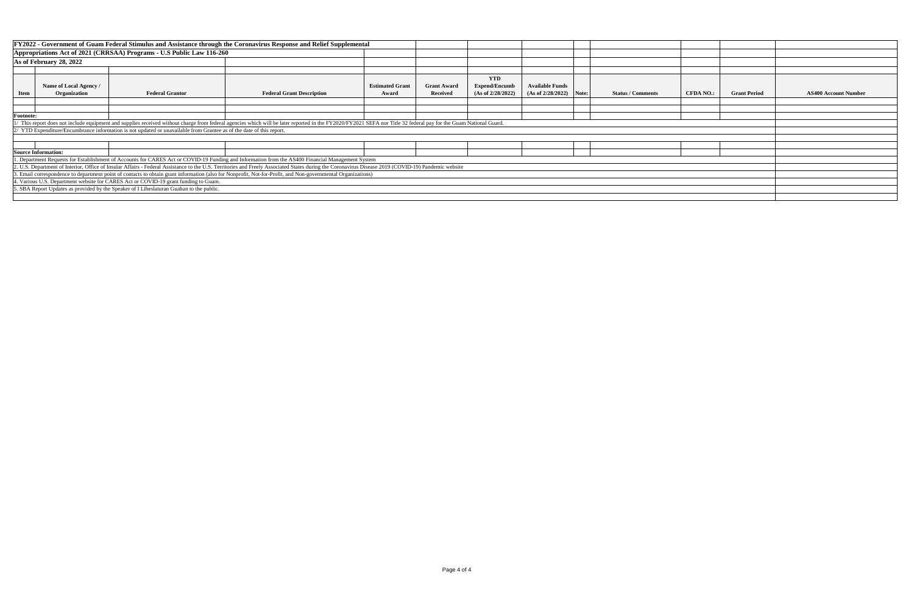**FY2022 - Government of Guam Federal Stimulus and Assistance through the Coronavirus Response and Relief Supplemental**

**Appropriations Act of 2021 (CRRSAA) Programs - U.S Public Law 116-260**

**As of February 28, 2022**

| Item | Name of Local Agency / Organization | Federal Grantor | Federal Grant Description | Estimated Grant Award | Grant Award Received | YTD Expend/Encumb (As of 2/28/2022) | Available Funds (As of 2/28/2022) | Note: | Status / Comments | CFDA NO.: | Grant Period | AS400 Account Number |
|---|---|---|---|---|---|---|---|---|---|---|---|---|
| | | | | | | | | | | | | |

**Footnote:**

1/ This report does not include equipment and supplies received without charge from federal agencies which will be later reported in the FY2020/FY2021 SEFA nor Title 32 federal pay for the Guam National Guard.

2/ YTD Expenditure/Encumbrance information is not updated or unavailable from Grantee as of the date of this report.

**Source Information:**

1. Department Requests for Establishment of Accounts for CARES Act or COVID-19 Funding and Information from the AS400 Financial Management System
2. U.S. Department of Interior, Office of Insular Affairs - Federal Assistance to the U.S. Territories and Freely Associated States during the Coronavirus Disease 2019 (COVID-19) Pandemic website
3. Email correspondence to department point of contacts to obtain grant information (also for Nonprofit, Not-for-Profit, and Non-governmental Organizations)
4. Various U.S. Department website for CARES Act or COVID-19 grant funding to Guam.
5. SBA Report Updates as provided by the Speaker of I Liheslaturan Guahan to the public.